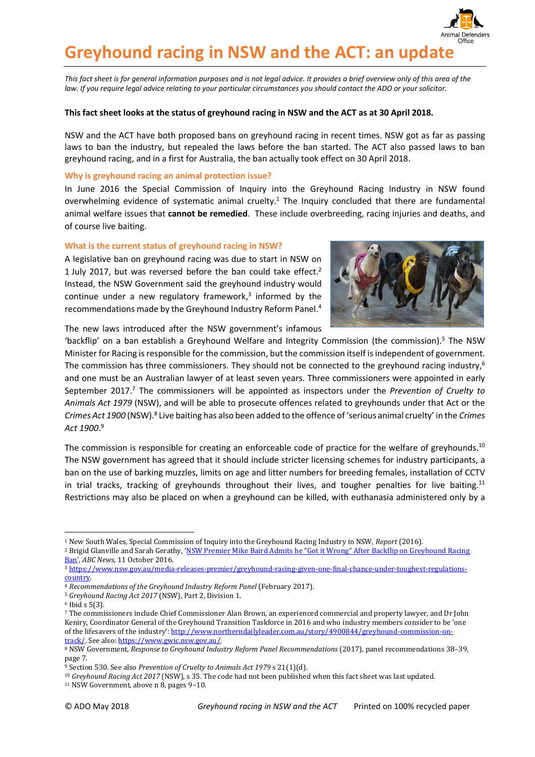# Greyhound racing in NSW and the ACT: an update

*This fact sheet is for general information purposes and is not legal advice. It provides a brief overview only of this area of the law. If you require legal advice relating to your particular circumstances you should contact the ADO or your solicitor.*

**This fact sheet looks at the status of greyhound racing in NSW and the ACT as at 30 April 2018.**

NSW and the ACT have both proposed bans on greyhound racing in recent times. NSW got as far as passing laws to ban the industry, but repealed the laws before the ban started. The ACT also passed laws to ban greyhound racing, and in a first for Australia, the ban actually took effect on 30 April 2018.

### Why is greyhound racing an animal protection issue?

In June 2016 the Special Commission of Inquiry into the Greyhound Racing Industry in NSW found overwhelming evidence of systematic animal cruelty.[1] The Inquiry concluded that there are fundamental animal welfare issues that **cannot be remedied**. These include overbreeding, racing injuries and deaths, and of course live baiting.

### What is the current status of greyhound racing in NSW?

A legislative ban on greyhound racing was due to start in NSW on 1 July 2017, but was reversed before the ban could take effect.[2] Instead, the NSW Government said the greyhound industry would continue under a new regulatory framework,[3] informed by the recommendations made by the Greyhound Industry Reform Panel.[4]

The new laws introduced after the NSW government's infamous 'backflip' on a ban establish a Greyhound Welfare and Integrity Commission (the commission).[5] The NSW Minister for Racing is responsible for the commission, but the commission itself is independent of government. The commission has three commissioners. They should not be connected to the greyhound racing industry,[6] and one must be an Australian lawyer of at least seven years. Three commissioners were appointed in early September 2017.[7] The commissioners will be appointed as inspectors under the *Prevention of Cruelty to Animals Act 1979* (NSW), and will be able to prosecute offences related to greyhounds under that Act or the *Crimes Act 1900* (NSW).[8] Live baiting has also been added to the offence of 'serious animal cruelty' in the *Crimes Act 1900*.[9]

The commission is responsible for creating an enforceable code of practice for the welfare of greyhounds.[10] The NSW government has agreed that it should include stricter licensing schemes for industry participants, a ban on the use of barking muzzles, limits on age and litter numbers for breeding females, installation of CCTV in trial tracks, tracking of greyhounds throughout their lives, and tougher penalties for live baiting.[11] Restrictions may also be placed on when a greyhound can be killed, with euthanasia administered only by a

---

[1] New South Wales, Special Commission of Inquiry into the Greyhound Racing Industry in NSW, *Report* (2016).

[2] Brigid Glanville and Sarah Gerathy, 'NSW Premier Mike Baird Admits he "Got it Wrong" After Backflip on Greyhound Racing Ban', *ABC News*, 11 October 2016.

[3] https://www.nsw.gov.au/media-releases-premier/greyhound-racing-given-one-final-chance-under-toughest-regulations-country.

[4] *Recommendations of the Greyhound Industry Reform Panel* (February 2017).

[5] *Greyhound Racing Act 2017* (NSW), Part 2, Division 1.

[6] Ibid s 5(3).

[7] The commissioners include Chief Commissioner Alan Brown, an experienced commercial and property lawyer, and Dr John Keniry, Coordinator General of the Greyhound Transition Taskforce in 2016 and who industry members consider to be 'one of the lifesavers of the industry': http://www.northerndailyleader.com.au/story/4900844/greyhound-commission-on-track/. See also: https://www.gwic.nsw.gov.au/.

[8] NSW Government, *Response to Greyhound Industry Reform Panel Recommendations* (2017), panel recommendations 38–39, page 7.

[9] Section 530. See also *Prevention of Cruelty to Animals Act 1979* s 21(1)(d).

[10] *Greyhound Racing Act 2017* (NSW), s 35. The code had not been published when this fact sheet was last updated.

[11] NSW Government, above n 8, pages 9–10.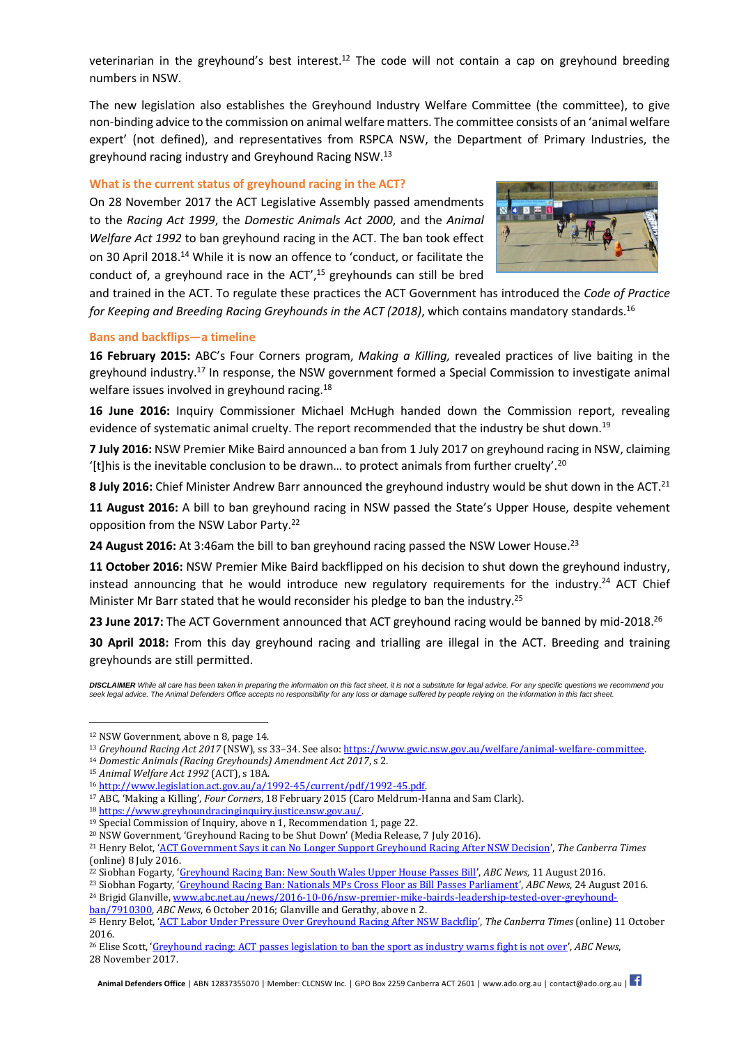veterinarian in the greyhound's best interest.[12] The code will not contain a cap on greyhound breeding numbers in NSW.

The new legislation also establishes the Greyhound Industry Welfare Committee (the committee), to give non-binding advice to the commission on animal welfare matters. The committee consists of an 'animal welfare expert' (not defined), and representatives from RSPCA NSW, the Department of Primary Industries, the greyhound racing industry and Greyhound Racing NSW.[13]

## What is the current status of greyhound racing in the ACT?

On 28 November 2017 the ACT Legislative Assembly passed amendments to the *Racing Act 1999*, the *Domestic Animals Act 2000*, and the *Animal Welfare Act 1992* to ban greyhound racing in the ACT. The ban took effect on 30 April 2018.[14] While it is now an offence to 'conduct, or facilitate the conduct of, a greyhound race in the ACT',[15] greyhounds can still be bred and trained in the ACT. To regulate these practices the ACT Government has introduced the *Code of Practice for Keeping and Breeding Racing Greyhounds in the ACT (2018)*, which contains mandatory standards.[16]

## Bans and backflips—a timeline

**16 February 2015:** ABC's Four Corners program, *Making a Killing,* revealed practices of live baiting in the greyhound industry.[17] In response, the NSW government formed a Special Commission to investigate animal welfare issues involved in greyhound racing.[18]

**16 June 2016:** Inquiry Commissioner Michael McHugh handed down the Commission report, revealing evidence of systematic animal cruelty. The report recommended that the industry be shut down.[19]

**7 July 2016:** NSW Premier Mike Baird announced a ban from 1 July 2017 on greyhound racing in NSW, claiming '[t]his is the inevitable conclusion to be drawn… to protect animals from further cruelty'.[20]

**8 July 2016:** Chief Minister Andrew Barr announced the greyhound industry would be shut down in the ACT.[21]

**11 August 2016:** A bill to ban greyhound racing in NSW passed the State's Upper House, despite vehement opposition from the NSW Labor Party.[22]

**24 August 2016:** At 3:46am the bill to ban greyhound racing passed the NSW Lower House.[23]

**11 October 2016:** NSW Premier Mike Baird backflipped on his decision to shut down the greyhound industry, instead announcing that he would introduce new regulatory requirements for the industry.[24] ACT Chief Minister Mr Barr stated that he would reconsider his pledge to ban the industry.[25]

**23 June 2017:** The ACT Government announced that ACT greyhound racing would be banned by mid-2018.[26]

**30 April 2018:** From this day greyhound racing and trialling are illegal in the ACT. Breeding and training greyhounds are still permitted.

***DISCLAIMER*** *While all care has been taken in preparing the information on this fact sheet, it is not a substitute for legal advice. For any specific questions we recommend you seek legal advice. The Animal Defenders Office accepts no responsibility for any loss or damage suffered by people relying on the information in this fact sheet.*

---

[12] NSW Government, above n 8, page 14.

[13] *Greyhound Racing Act 2017* (NSW), ss 33–34. See also: https://www.gwic.nsw.gov.au/welfare/animal-welfare-committee.

[14] *Domestic Animals (Racing Greyhounds) Amendment Act 2017*, s 2.

[15] *Animal Welfare Act 1992* (ACT), s 18A.

[16] http://www.legislation.act.gov.au/a/1992-45/current/pdf/1992-45.pdf.

[17] ABC, 'Making a Killing', *Four Corners*, 18 February 2015 (Caro Meldrum-Hanna and Sam Clark).

[18] https://www.greyhoundracinginquiry.justice.nsw.gov.au/.

[19] Special Commission of Inquiry, above n 1, Recommendation 1, page 22.

[20] NSW Government, 'Greyhound Racing to be Shut Down' (Media Release, 7 July 2016).

[21] Henry Belot, 'ACT Government Says it can No Longer Support Greyhound Racing After NSW Decision', *The Canberra Times* (online) 8 July 2016.

[22] Siobhan Fogarty, 'Greyhound Racing Ban: New South Wales Upper House Passes Bill', *ABC News,* 11 August 2016.

[23] Siobhan Fogarty, 'Greyhound Racing Ban: Nationals MPs Cross Floor as Bill Passes Parliament', *ABC News*, 24 August 2016.

[24] Brigid Glanville, www.abc.net.au/news/2016-10-06/nsw-premier-mike-bairds-leadership-tested-over-greyhound-ban/7910300, *ABC News*, 6 October 2016; Glanville and Gerathy, above n 2.

[25] Henry Belot, 'ACT Labor Under Pressure Over Greyhound Racing After NSW Backflip', *The Canberra Times* (online) 11 October 2016.

[26] Elise Scott, 'Greyhound racing: ACT passes legislation to ban the sport as industry warns fight is not over', *ABC News*, 28 November 2017.

**Animal Defenders Office** | ABN 12837355070 | Member: CLCNSW Inc. | GPO Box 2259 Canberra ACT 2601 | www.ado.org.au | contact@ado.org.au |